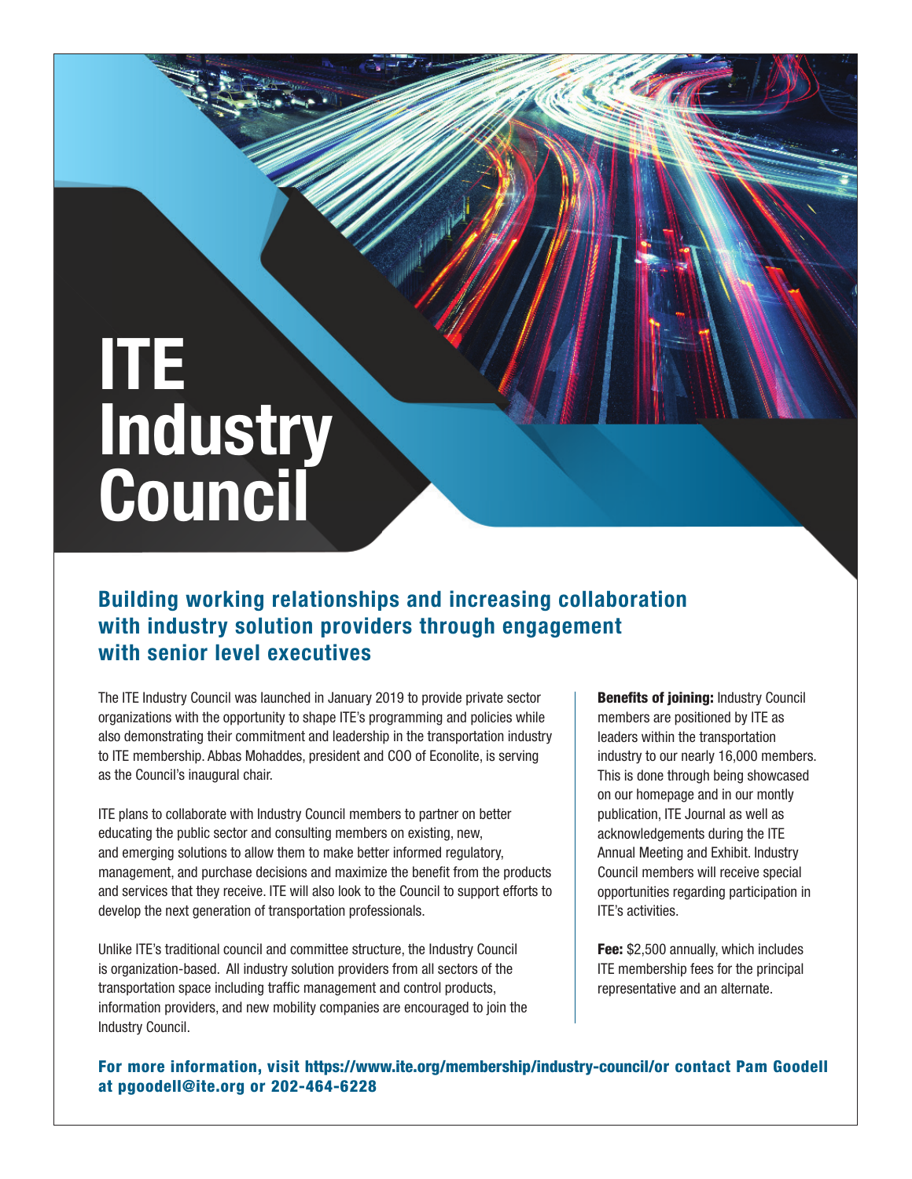# ITE Industry Council

## Building working relationships and increasing collaboration with industry solution providers through engagement with senior level executives

The ITE Industry Council was launched in January 2019 to provide private sector organizations with the opportunity to shape ITE's programming and policies while also demonstrating their commitment and leadership in the transportation industry to ITE membership. Abbas Mohaddes, president and COO of Econolite, is serving as the Council's inaugural chair.

ITE plans to collaborate with Industry Council members to partner on better educating the public sector and consulting members on existing, new, and emerging solutions to allow them to make better informed regulatory, management, and purchase decisions and maximize the benefit from the products and services that they receive. ITE will also look to the Council to support efforts to develop the next generation of transportation professionals.

Unlike ITE's traditional council and committee structure, the Industry Council is organization-based. All industry solution providers from all sectors of the transportation space including traffic management and control products, information providers, and new mobility companies are encouraged to join the Industry Council.

**Benefits of joining:** Industry Council members are positioned by ITE as leaders within the transportation industry to our nearly 16,000 members. This is done through being showcased on our homepage and in our montly publication, ITE Journal as well as acknowledgements during the ITE Annual Meeting and Exhibit. Industry Council members will receive special opportunities regarding participation in ITE's activities.

**Fee:** $2,500 annually, which includes ITE membership fees for the principal representative and an alternate.

**For more information, visit https://www.ite.org/membership/industry-council/or contact Pam Goodell at pgoodell@ite.org or 202-464-6228**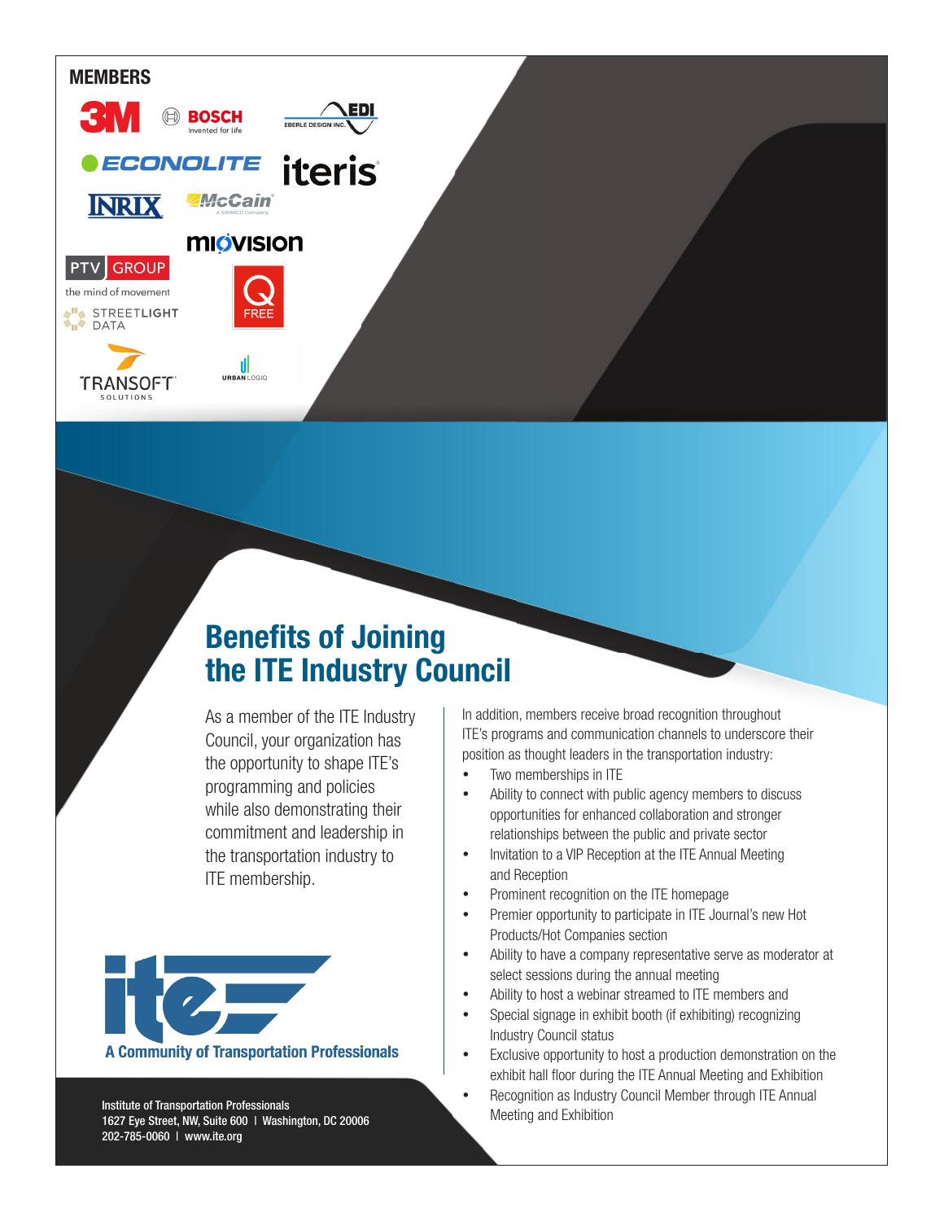## MEMBERS

3M
BOSCH Invented for life
EDI EBERLE DESIGN INC.
ECONOLITE
iteris
INRIX
McCain A SWARCO Company
miovision
PTV GROUP the mind of movement
Q FREE
STREETLIGHT DATA
TRANSOFT SOLUTIONS
URBAN LOGIQ

# Benefits of Joining the ITE Industry Council

As a member of the ITE Industry Council, your organization has the opportunity to shape ITE's programming and policies while also demonstrating their commitment and leadership in the transportation industry to ITE membership.

In addition, members receive broad recognition throughout ITE's programs and communication channels to underscore their position as thought leaders in the transportation industry:

- Two memberships in ITE
- Ability to connect with public agency members to discuss opportunities for enhanced collaboration and stronger relationships between the public and private sector
- Invitation to a VIP Reception at the ITE Annual Meeting and Reception
- Prominent recognition on the ITE homepage
- Premier opportunity to participate in ITE Journal's new Hot Products/Hot Companies section
- Ability to have a company representative serve as moderator at select sessions during the annual meeting
- Ability to host a webinar streamed to ITE members and
- Special signage in exhibit booth (if exhibiting) recognizing Industry Council status
- Exclusive opportunity to host a production demonstration on the exhibit hall floor during the ITE Annual Meeting and Exhibition
- Recognition as Industry Council Member through ITE Annual Meeting and Exhibition

ite
A Community of Transportation Professionals

Institute of Transportation Professionals
1627 Eye Street, NW, Suite 600 | Washington, DC 20006
202-785-0060 | www.ite.org